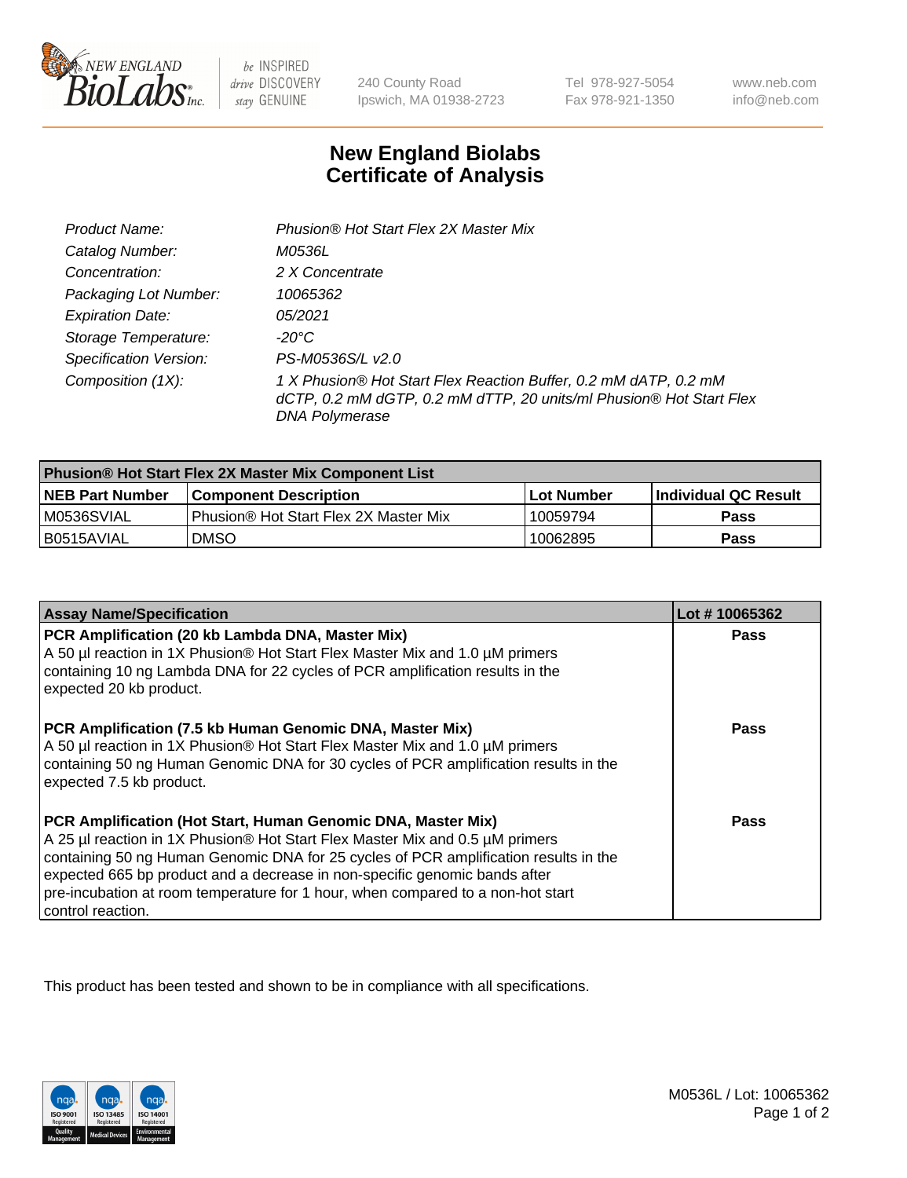# New England Biolabs Certificate of Analysis

| | |
|---|---|
| *Product Name:* | *Phusion® Hot Start Flex 2X Master Mix* |
| *Catalog Number:* | *M0536L* |
| *Concentration:* | *2 X Concentrate* |
| *Packaging Lot Number:* | *10065362* |
| *Expiration Date:* | *05/2021* |
| *Storage Temperature:* | *-20°C* |
| *Specification Version:* | *PS-M0536S/L v2.0* |
| *Composition (1X):* | *1 X Phusion® Hot Start Flex Reaction Buffer, 0.2 mM dATP, 0.2 mM dCTP, 0.2 mM dGTP, 0.2 mM dTTP, 20 units/ml Phusion® Hot Start Flex DNA Polymerase* |

| Phusion® Hot Start Flex 2X Master Mix Component List | | | |
|---|---|---|---|
| **NEB Part Number** | **Component Description** | **Lot Number** | **Individual QC Result** |
| M0536SVIAL | Phusion® Hot Start Flex 2X Master Mix | 10059794 | **Pass** |
| B0515AVIAL | DMSO | 10062895 | **Pass** |

| Assay Name/Specification | Lot # 10065362 |
|---|---|
| **PCR Amplification (20 kb Lambda DNA, Master Mix)** A 50 µl reaction in 1X Phusion® Hot Start Flex Master Mix and 1.0 µM primers containing 10 ng Lambda DNA for 22 cycles of PCR amplification results in the expected 20 kb product. | **Pass** |
| **PCR Amplification (7.5 kb Human Genomic DNA, Master Mix)** A 50 µl reaction in 1X Phusion® Hot Start Flex Master Mix and 1.0 µM primers containing 50 ng Human Genomic DNA for 30 cycles of PCR amplification results in the expected 7.5 kb product. | **Pass** |
| **PCR Amplification (Hot Start, Human Genomic DNA, Master Mix)** A 25 µl reaction in 1X Phusion® Hot Start Flex Master Mix and 0.5 µM primers containing 50 ng Human Genomic DNA for 25 cycles of PCR amplification results in the expected 665 bp product and a decrease in non-specific genomic bands after pre-incubation at room temperature for 1 hour, when compared to a non-hot start control reaction. | **Pass** |

This product has been tested and shown to be in compliance with all specifications.

M0536L / Lot: 10065362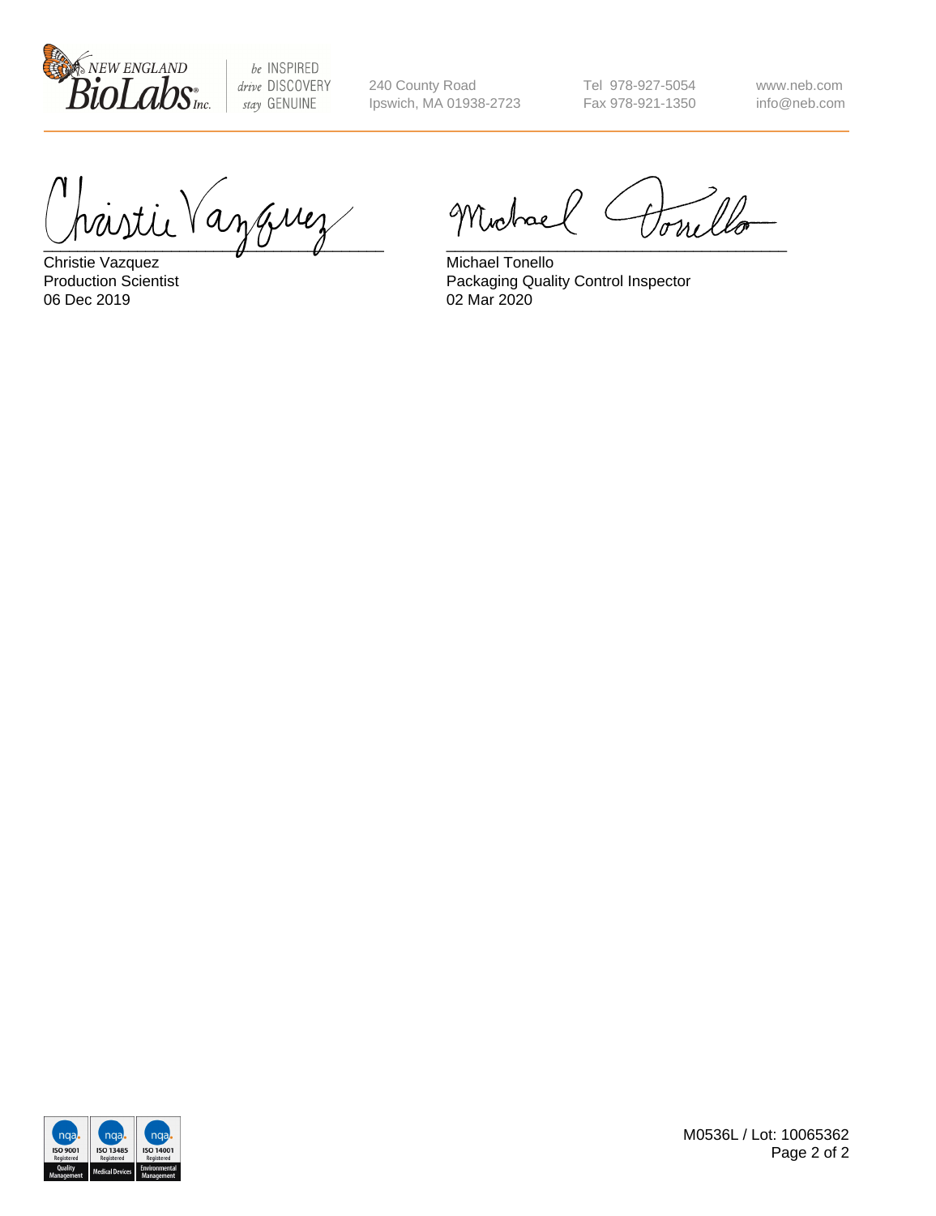Christie Vazquez
Production Scientist
06 Dec 2019

Michael Tonello
Packaging Quality Control Inspector
02 Mar 2020